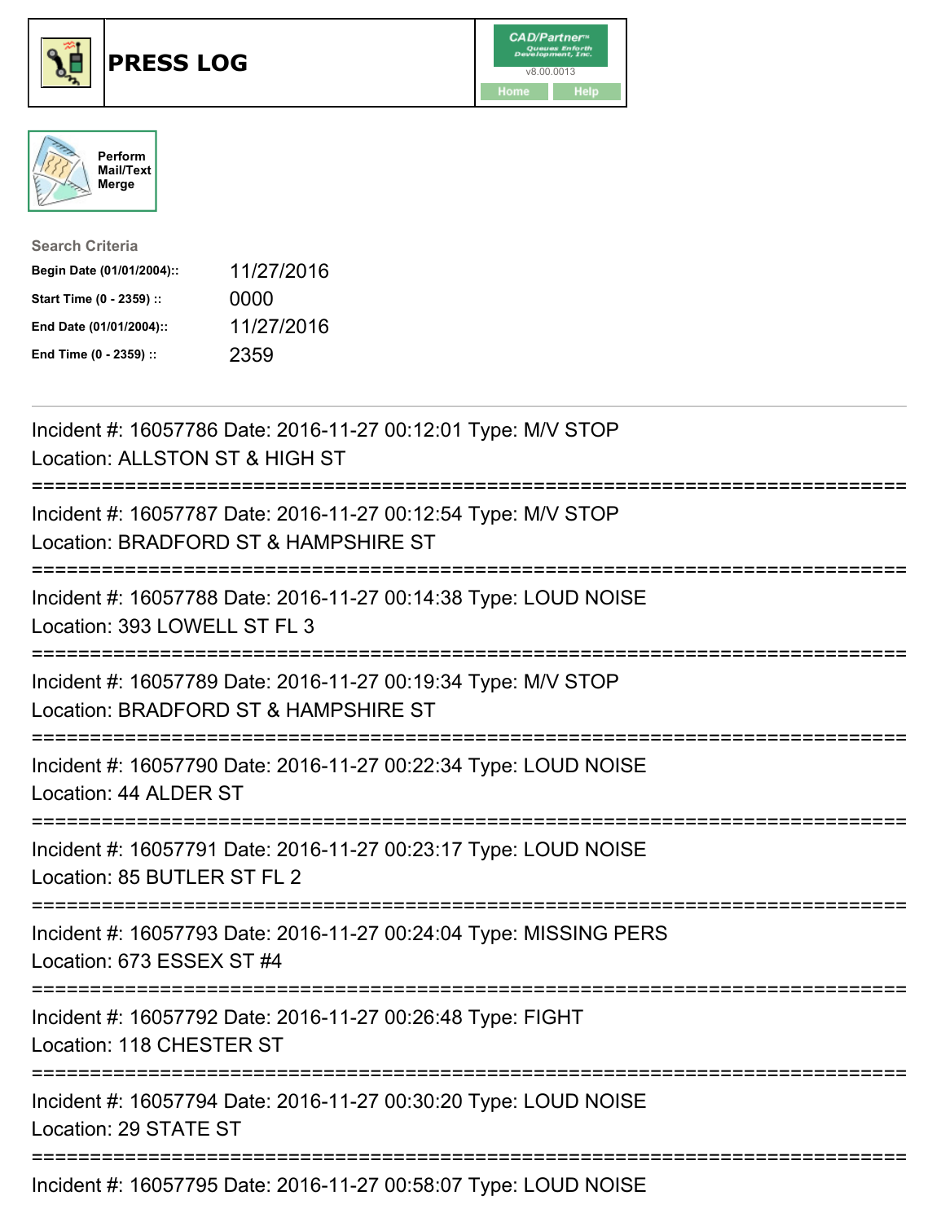# PRESS LOG

CAD/Partner
v8.00.0013
Home Help

Perform Mail/Text Merge

**Search Criteria**

| | |
|---|---|
| **Begin Date (01/01/2004)::** | 11/27/2016 |
| **Start Time (0 - 2359) ::** | 0000 |
| **End Date (01/01/2004)::** | 11/27/2016 |
| **End Time (0 - 2359) ::** | 2359 |

---

Incident #: 16057786 Date: 2016-11-27 00:12:01 Type: M/V STOP
Location: ALLSTON ST & HIGH ST

===========================================================================

Incident #: 16057787 Date: 2016-11-27 00:12:54 Type: M/V STOP
Location: BRADFORD ST & HAMPSHIRE ST

===========================================================================

Incident #: 16057788 Date: 2016-11-27 00:14:38 Type: LOUD NOISE
Location: 393 LOWELL ST FL 3

===========================================================================

Incident #: 16057789 Date: 2016-11-27 00:19:34 Type: M/V STOP
Location: BRADFORD ST & HAMPSHIRE ST

===========================================================================

Incident #: 16057790 Date: 2016-11-27 00:22:34 Type: LOUD NOISE
Location: 44 ALDER ST

===========================================================================

Incident #: 16057791 Date: 2016-11-27 00:23:17 Type: LOUD NOISE
Location: 85 BUTLER ST FL 2

===========================================================================

Incident #: 16057793 Date: 2016-11-27 00:24:04 Type: MISSING PERS
Location: 673 ESSEX ST #4

===========================================================================

Incident #: 16057792 Date: 2016-11-27 00:26:48 Type: FIGHT
Location: 118 CHESTER ST

===========================================================================

Incident #: 16057794 Date: 2016-11-27 00:30:20 Type: LOUD NOISE
Location: 29 STATE ST

===========================================================================

Incident #: 16057795 Date: 2016-11-27 00:58:07 Type: LOUD NOISE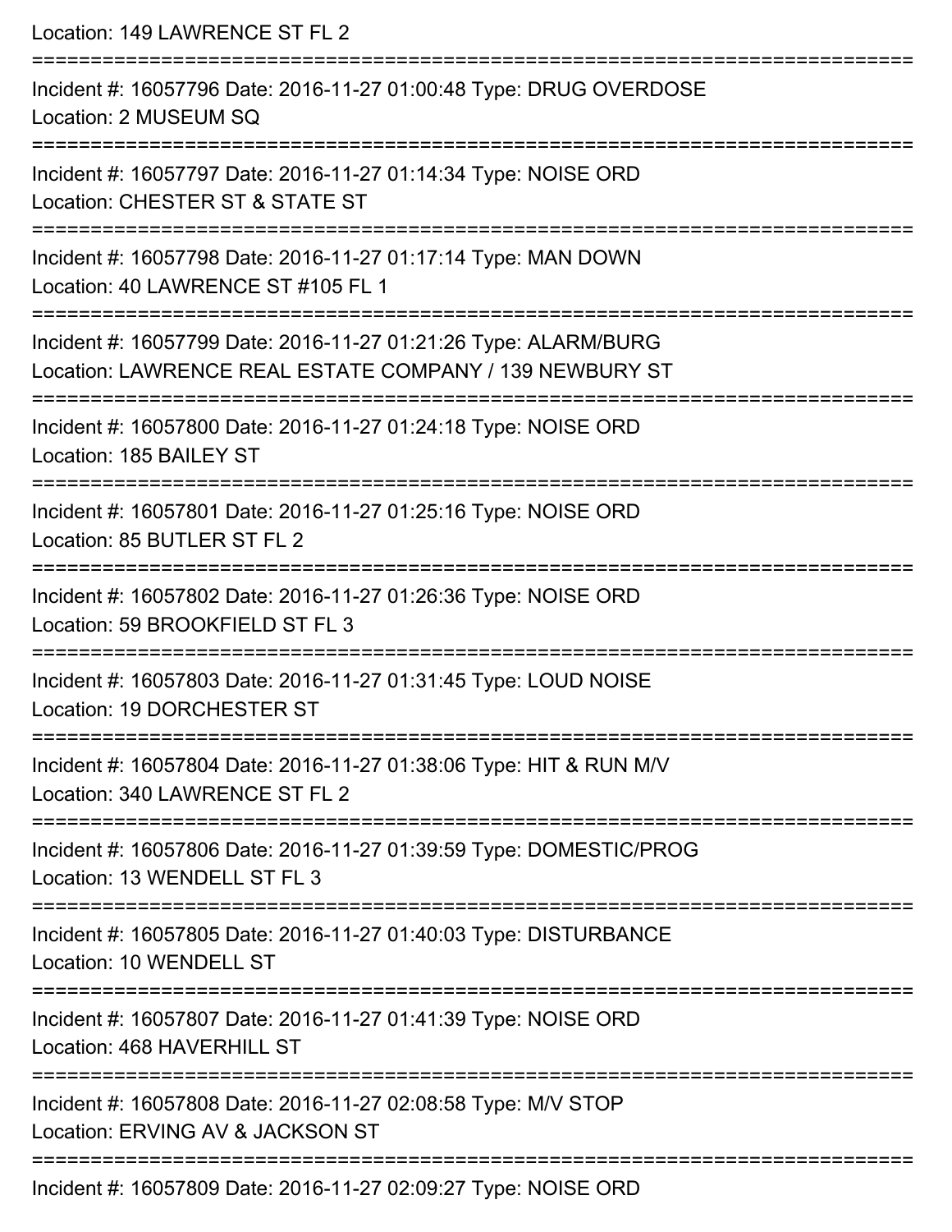Location: 149 LAWRENCE ST FL 2

===========================================================================

Incident #: 16057796 Date: 2016-11-27 01:00:48 Type: DRUG OVERDOSE
Location: 2 MUSEUM SQ

===========================================================================

Incident #: 16057797 Date: 2016-11-27 01:14:34 Type: NOISE ORD
Location: CHESTER ST & STATE ST

===========================================================================

Incident #: 16057798 Date: 2016-11-27 01:17:14 Type: MAN DOWN
Location: 40 LAWRENCE ST #105 FL 1

===========================================================================

Incident #: 16057799 Date: 2016-11-27 01:21:26 Type: ALARM/BURG
Location: LAWRENCE REAL ESTATE COMPANY / 139 NEWBURY ST

===========================================================================

Incident #: 16057800 Date: 2016-11-27 01:24:18 Type: NOISE ORD
Location: 185 BAILEY ST

===========================================================================

Incident #: 16057801 Date: 2016-11-27 01:25:16 Type: NOISE ORD
Location: 85 BUTLER ST FL 2

===========================================================================

Incident #: 16057802 Date: 2016-11-27 01:26:36 Type: NOISE ORD
Location: 59 BROOKFIELD ST FL 3

===========================================================================

Incident #: 16057803 Date: 2016-11-27 01:31:45 Type: LOUD NOISE
Location: 19 DORCHESTER ST

===========================================================================

Incident #: 16057804 Date: 2016-11-27 01:38:06 Type: HIT & RUN M/V
Location: 340 LAWRENCE ST FL 2

===========================================================================

Incident #: 16057806 Date: 2016-11-27 01:39:59 Type: DOMESTIC/PROG
Location: 13 WENDELL ST FL 3

===========================================================================

Incident #: 16057805 Date: 2016-11-27 01:40:03 Type: DISTURBANCE
Location: 10 WENDELL ST

===========================================================================

Incident #: 16057807 Date: 2016-11-27 01:41:39 Type: NOISE ORD
Location: 468 HAVERHILL ST

===========================================================================

Incident #: 16057808 Date: 2016-11-27 02:08:58 Type: M/V STOP
Location: ERVING AV & JACKSON ST

===========================================================================

Incident #: 16057809 Date: 2016-11-27 02:09:27 Type: NOISE ORD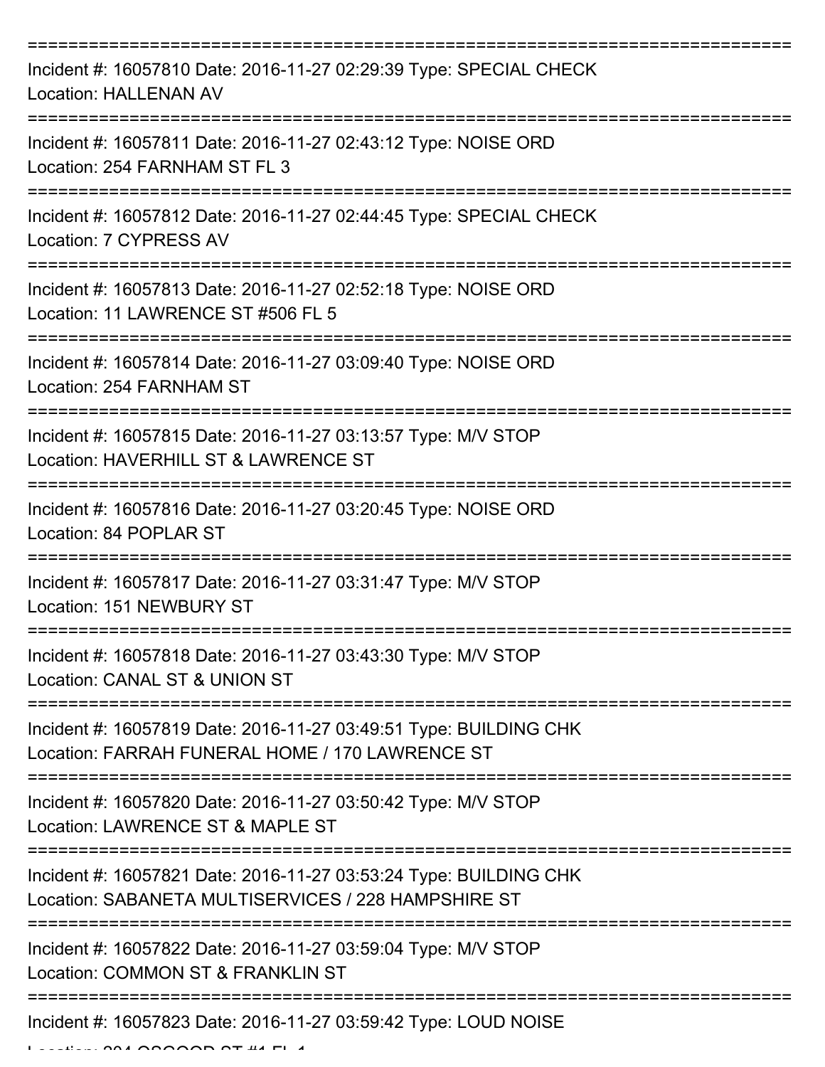===========================================================================

Incident #: 16057810 Date: 2016-11-27 02:29:39 Type: SPECIAL CHECK
Location: HALLENAN AV

===========================================================================

Incident #: 16057811 Date: 2016-11-27 02:43:12 Type: NOISE ORD
Location: 254 FARNHAM ST FL 3

===========================================================================

Incident #: 16057812 Date: 2016-11-27 02:44:45 Type: SPECIAL CHECK
Location: 7 CYPRESS AV

===========================================================================

Incident #: 16057813 Date: 2016-11-27 02:52:18 Type: NOISE ORD
Location: 11 LAWRENCE ST #506 FL 5

===========================================================================

Incident #: 16057814 Date: 2016-11-27 03:09:40 Type: NOISE ORD
Location: 254 FARNHAM ST

===========================================================================

Incident #: 16057815 Date: 2016-11-27 03:13:57 Type: M/V STOP
Location: HAVERHILL ST & LAWRENCE ST

===========================================================================

Incident #: 16057816 Date: 2016-11-27 03:20:45 Type: NOISE ORD
Location: 84 POPLAR ST

===========================================================================

Incident #: 16057817 Date: 2016-11-27 03:31:47 Type: M/V STOP
Location: 151 NEWBURY ST

===========================================================================

Incident #: 16057818 Date: 2016-11-27 03:43:30 Type: M/V STOP
Location: CANAL ST & UNION ST

===========================================================================

Incident #: 16057819 Date: 2016-11-27 03:49:51 Type: BUILDING CHK
Location: FARRAH FUNERAL HOME / 170 LAWRENCE ST

===========================================================================

Incident #: 16057820 Date: 2016-11-27 03:50:42 Type: M/V STOP
Location: LAWRENCE ST & MAPLE ST

===========================================================================

Incident #: 16057821 Date: 2016-11-27 03:53:24 Type: BUILDING CHK
Location: SABANETA MULTISERVICES / 228 HAMPSHIRE ST

===========================================================================

Incident #: 16057822 Date: 2016-11-27 03:59:04 Type: M/V STOP
Location: COMMON ST & FRANKLIN ST

===========================================================================

Incident #: 16057823 Date: 2016-11-27 03:59:42 Type: LOUD NOISE
Location: 204 OSGOOD ST #1 FL 1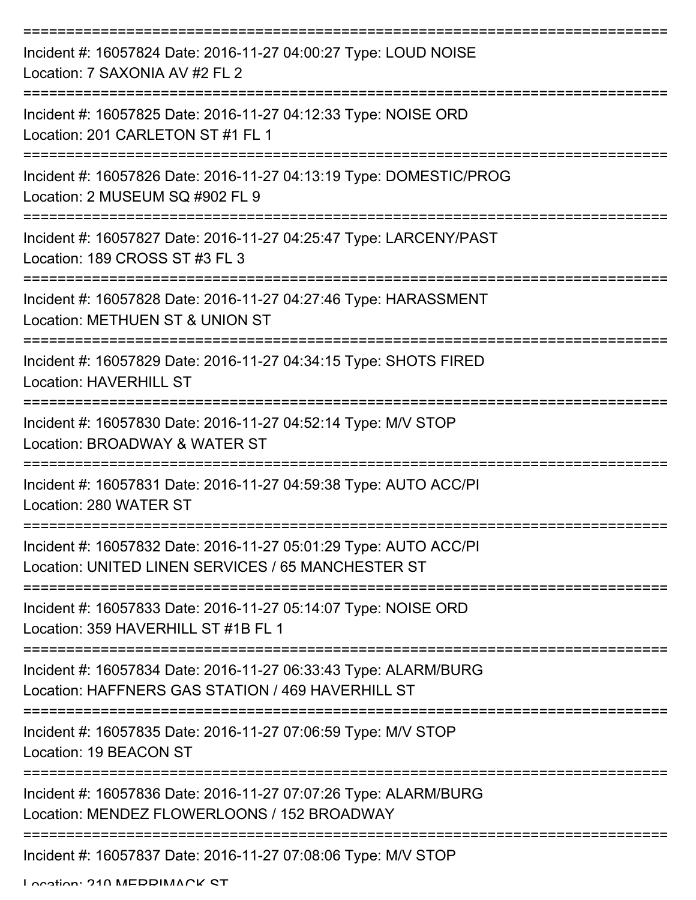===========================================================================

Incident #: 16057824 Date: 2016-11-27 04:00:27 Type: LOUD NOISE
Location: 7 SAXONIA AV #2 FL 2

===========================================================================

Incident #: 16057825 Date: 2016-11-27 04:12:33 Type: NOISE ORD
Location: 201 CARLETON ST #1 FL 1

===========================================================================

Incident #: 16057826 Date: 2016-11-27 04:13:19 Type: DOMESTIC/PROG
Location: 2 MUSEUM SQ #902 FL 9

===========================================================================

Incident #: 16057827 Date: 2016-11-27 04:25:47 Type: LARCENY/PAST
Location: 189 CROSS ST #3 FL 3

===========================================================================

Incident #: 16057828 Date: 2016-11-27 04:27:46 Type: HARASSMENT
Location: METHUEN ST & UNION ST

===========================================================================

Incident #: 16057829 Date: 2016-11-27 04:34:15 Type: SHOTS FIRED
Location: HAVERHILL ST

===========================================================================

Incident #: 16057830 Date: 2016-11-27 04:52:14 Type: M/V STOP
Location: BROADWAY & WATER ST

===========================================================================

Incident #: 16057831 Date: 2016-11-27 04:59:38 Type: AUTO ACC/PI
Location: 280 WATER ST

===========================================================================

Incident #: 16057832 Date: 2016-11-27 05:01:29 Type: AUTO ACC/PI
Location: UNITED LINEN SERVICES / 65 MANCHESTER ST

===========================================================================

Incident #: 16057833 Date: 2016-11-27 05:14:07 Type: NOISE ORD
Location: 359 HAVERHILL ST #1B FL 1

===========================================================================

Incident #: 16057834 Date: 2016-11-27 06:33:43 Type: ALARM/BURG
Location: HAFFNERS GAS STATION / 469 HAVERHILL ST

===========================================================================

Incident #: 16057835 Date: 2016-11-27 07:06:59 Type: M/V STOP
Location: 19 BEACON ST

===========================================================================

Incident #: 16057836 Date: 2016-11-27 07:07:26 Type: ALARM/BURG
Location: MENDEZ FLOWERLOONS / 152 BROADWAY

===========================================================================

Incident #: 16057837 Date: 2016-11-27 07:08:06 Type: M/V STOP
Location: 210 MERRIMACK ST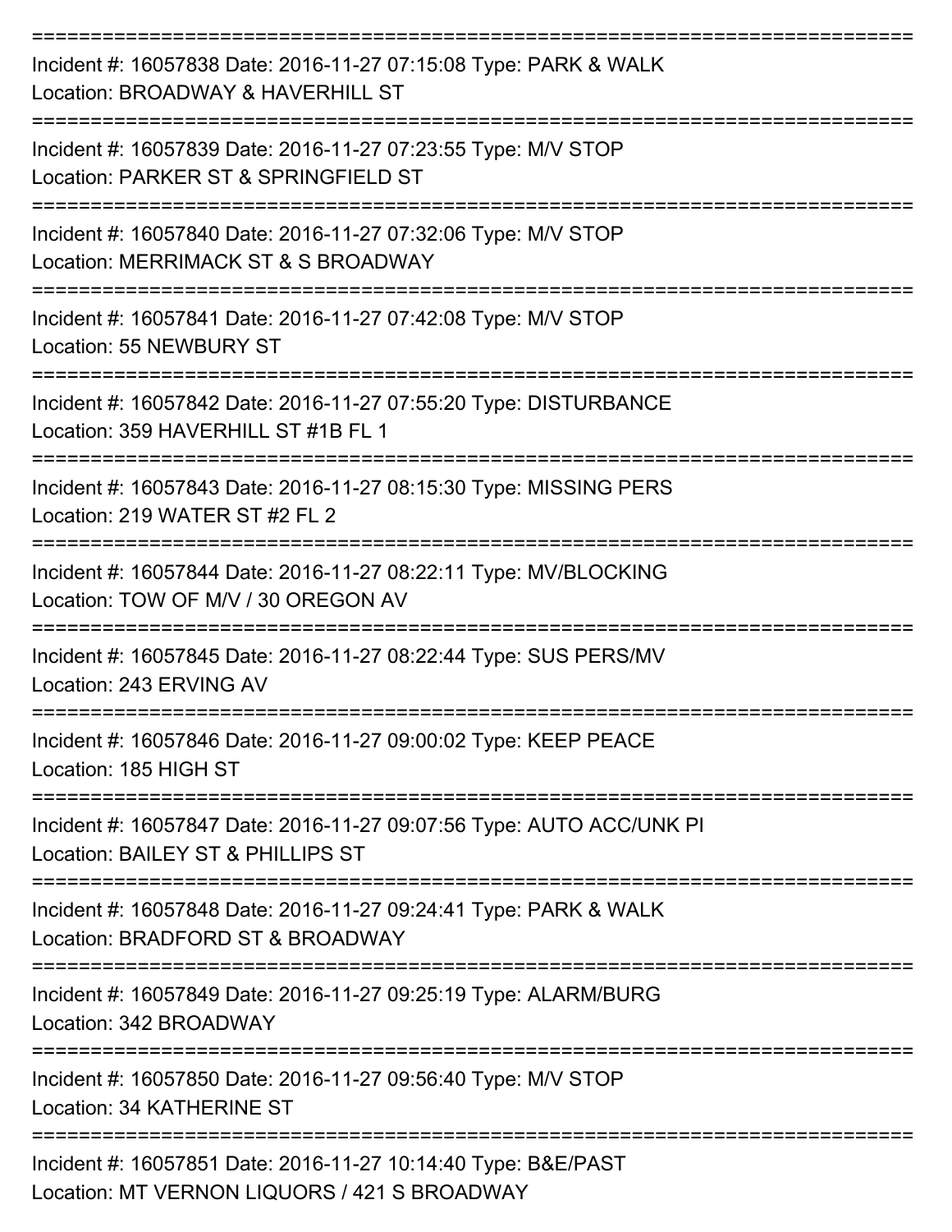===========================================================================

Incident #: 16057838 Date: 2016-11-27 07:15:08 Type: PARK & WALK
Location: BROADWAY & HAVERHILL ST

===========================================================================

Incident #: 16057839 Date: 2016-11-27 07:23:55 Type: M/V STOP
Location: PARKER ST & SPRINGFIELD ST

===========================================================================

Incident #: 16057840 Date: 2016-11-27 07:32:06 Type: M/V STOP
Location: MERRIMACK ST & S BROADWAY

===========================================================================

Incident #: 16057841 Date: 2016-11-27 07:42:08 Type: M/V STOP
Location: 55 NEWBURY ST

===========================================================================

Incident #: 16057842 Date: 2016-11-27 07:55:20 Type: DISTURBANCE
Location: 359 HAVERHILL ST #1B FL 1

===========================================================================

Incident #: 16057843 Date: 2016-11-27 08:15:30 Type: MISSING PERS
Location: 219 WATER ST #2 FL 2

===========================================================================

Incident #: 16057844 Date: 2016-11-27 08:22:11 Type: MV/BLOCKING
Location: TOW OF M/V / 30 OREGON AV

===========================================================================

Incident #: 16057845 Date: 2016-11-27 08:22:44 Type: SUS PERS/MV
Location: 243 ERVING AV

===========================================================================

Incident #: 16057846 Date: 2016-11-27 09:00:02 Type: KEEP PEACE
Location: 185 HIGH ST

===========================================================================

Incident #: 16057847 Date: 2016-11-27 09:07:56 Type: AUTO ACC/UNK PI
Location: BAILEY ST & PHILLIPS ST

===========================================================================

Incident #: 16057848 Date: 2016-11-27 09:24:41 Type: PARK & WALK
Location: BRADFORD ST & BROADWAY

===========================================================================

Incident #: 16057849 Date: 2016-11-27 09:25:19 Type: ALARM/BURG
Location: 342 BROADWAY

===========================================================================

Incident #: 16057850 Date: 2016-11-27 09:56:40 Type: M/V STOP
Location: 34 KATHERINE ST

===========================================================================

Incident #: 16057851 Date: 2016-11-27 10:14:40 Type: B&E/PAST
Location: MT VERNON LIQUORS / 421 S BROADWAY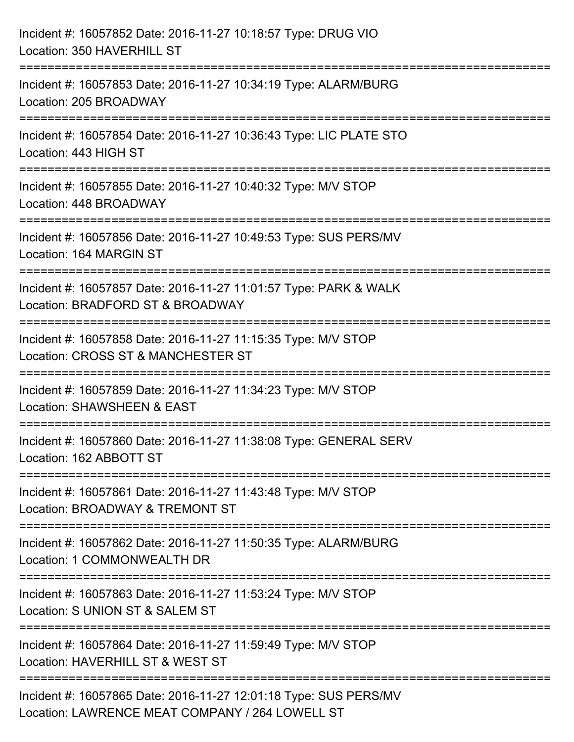Incident #: 16057852 Date: 2016-11-27 10:18:57 Type: DRUG VIO
Location: 350 HAVERHILL ST

===========================================================================

Incident #: 16057853 Date: 2016-11-27 10:34:19 Type: ALARM/BURG
Location: 205 BROADWAY

===========================================================================

Incident #: 16057854 Date: 2016-11-27 10:36:43 Type: LIC PLATE STO
Location: 443 HIGH ST

===========================================================================

Incident #: 16057855 Date: 2016-11-27 10:40:32 Type: M/V STOP
Location: 448 BROADWAY

===========================================================================

Incident #: 16057856 Date: 2016-11-27 10:49:53 Type: SUS PERS/MV
Location: 164 MARGIN ST

===========================================================================

Incident #: 16057857 Date: 2016-11-27 11:01:57 Type: PARK & WALK
Location: BRADFORD ST & BROADWAY

===========================================================================

Incident #: 16057858 Date: 2016-11-27 11:15:35 Type: M/V STOP
Location: CROSS ST & MANCHESTER ST

===========================================================================

Incident #: 16057859 Date: 2016-11-27 11:34:23 Type: M/V STOP
Location: SHAWSHEEN & EAST

===========================================================================

Incident #: 16057860 Date: 2016-11-27 11:38:08 Type: GENERAL SERV
Location: 162 ABBOTT ST

===========================================================================

Incident #: 16057861 Date: 2016-11-27 11:43:48 Type: M/V STOP
Location: BROADWAY & TREMONT ST

===========================================================================

Incident #: 16057862 Date: 2016-11-27 11:50:35 Type: ALARM/BURG
Location: 1 COMMONWEALTH DR

===========================================================================

Incident #: 16057863 Date: 2016-11-27 11:53:24 Type: M/V STOP
Location: S UNION ST & SALEM ST

===========================================================================

Incident #: 16057864 Date: 2016-11-27 11:59:49 Type: M/V STOP
Location: HAVERHILL ST & WEST ST

===========================================================================

Incident #: 16057865 Date: 2016-11-27 12:01:18 Type: SUS PERS/MV
Location: LAWRENCE MEAT COMPANY / 264 LOWELL ST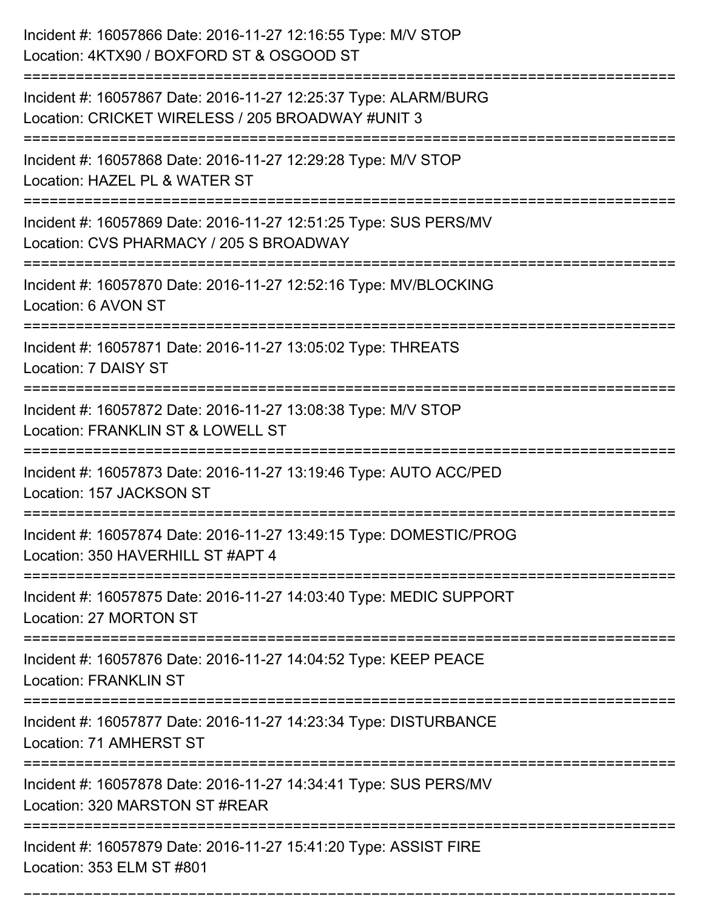Incident #: 16057866 Date: 2016-11-27 12:16:55 Type: M/V STOP
Location: 4KTX90 / BOXFORD ST & OSGOOD ST

===========================================================================

Incident #: 16057867 Date: 2016-11-27 12:25:37 Type: ALARM/BURG
Location: CRICKET WIRELESS / 205 BROADWAY #UNIT 3

===========================================================================

Incident #: 16057868 Date: 2016-11-27 12:29:28 Type: M/V STOP
Location: HAZEL PL & WATER ST

===========================================================================

Incident #: 16057869 Date: 2016-11-27 12:51:25 Type: SUS PERS/MV
Location: CVS PHARMACY / 205 S BROADWAY

===========================================================================

Incident #: 16057870 Date: 2016-11-27 12:52:16 Type: MV/BLOCKING
Location: 6 AVON ST

===========================================================================

Incident #: 16057871 Date: 2016-11-27 13:05:02 Type: THREATS
Location: 7 DAISY ST

===========================================================================

Incident #: 16057872 Date: 2016-11-27 13:08:38 Type: M/V STOP
Location: FRANKLIN ST & LOWELL ST

===========================================================================

Incident #: 16057873 Date: 2016-11-27 13:19:46 Type: AUTO ACC/PED
Location: 157 JACKSON ST

===========================================================================

Incident #: 16057874 Date: 2016-11-27 13:49:15 Type: DOMESTIC/PROG
Location: 350 HAVERHILL ST #APT 4

===========================================================================

Incident #: 16057875 Date: 2016-11-27 14:03:40 Type: MEDIC SUPPORT
Location: 27 MORTON ST

===========================================================================

Incident #: 16057876 Date: 2016-11-27 14:04:52 Type: KEEP PEACE
Location: FRANKLIN ST

===========================================================================

Incident #: 16057877 Date: 2016-11-27 14:23:34 Type: DISTURBANCE
Location: 71 AMHERST ST

===========================================================================

Incident #: 16057878 Date: 2016-11-27 14:34:41 Type: SUS PERS/MV
Location: 320 MARSTON ST #REAR

===========================================================================

Incident #: 16057879 Date: 2016-11-27 15:41:20 Type: ASSIST FIRE
Location: 353 ELM ST #801

===========================================================================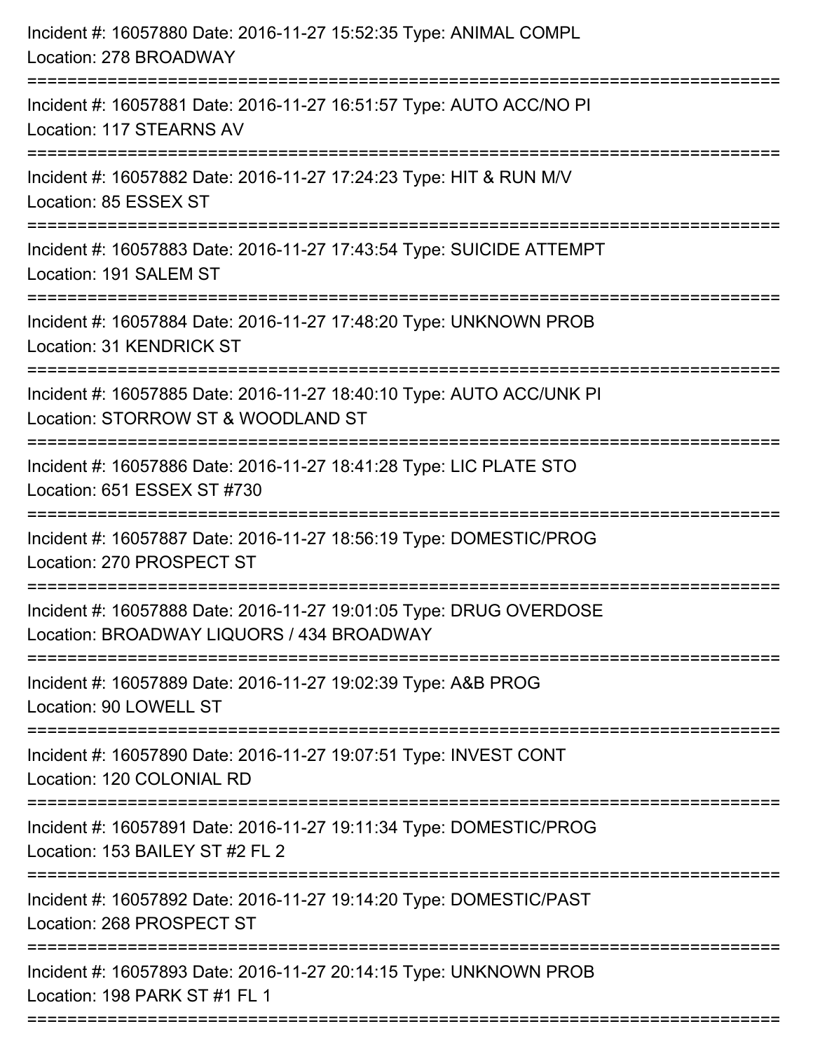Incident #: 16057880 Date: 2016-11-27 15:52:35 Type: ANIMAL COMPL
Location: 278 BROADWAY

===========================================================================

Incident #: 16057881 Date: 2016-11-27 16:51:57 Type: AUTO ACC/NO PI
Location: 117 STEARNS AV

===========================================================================

Incident #: 16057882 Date: 2016-11-27 17:24:23 Type: HIT & RUN M/V
Location: 85 ESSEX ST

===========================================================================

Incident #: 16057883 Date: 2016-11-27 17:43:54 Type: SUICIDE ATTEMPT
Location: 191 SALEM ST

===========================================================================

Incident #: 16057884 Date: 2016-11-27 17:48:20 Type: UNKNOWN PROB
Location: 31 KENDRICK ST

===========================================================================

Incident #: 16057885 Date: 2016-11-27 18:40:10 Type: AUTO ACC/UNK PI
Location: STORROW ST & WOODLAND ST

===========================================================================

Incident #: 16057886 Date: 2016-11-27 18:41:28 Type: LIC PLATE STO
Location: 651 ESSEX ST #730

===========================================================================

Incident #: 16057887 Date: 2016-11-27 18:56:19 Type: DOMESTIC/PROG
Location: 270 PROSPECT ST

===========================================================================

Incident #: 16057888 Date: 2016-11-27 19:01:05 Type: DRUG OVERDOSE
Location: BROADWAY LIQUORS / 434 BROADWAY

===========================================================================

Incident #: 16057889 Date: 2016-11-27 19:02:39 Type: A&B PROG
Location: 90 LOWELL ST

===========================================================================

Incident #: 16057890 Date: 2016-11-27 19:07:51 Type: INVEST CONT
Location: 120 COLONIAL RD

===========================================================================

Incident #: 16057891 Date: 2016-11-27 19:11:34 Type: DOMESTIC/PROG
Location: 153 BAILEY ST #2 FL 2

===========================================================================

Incident #: 16057892 Date: 2016-11-27 19:14:20 Type: DOMESTIC/PAST
Location: 268 PROSPECT ST

===========================================================================

Incident #: 16057893 Date: 2016-11-27 20:14:15 Type: UNKNOWN PROB
Location: 198 PARK ST #1 FL 1

===========================================================================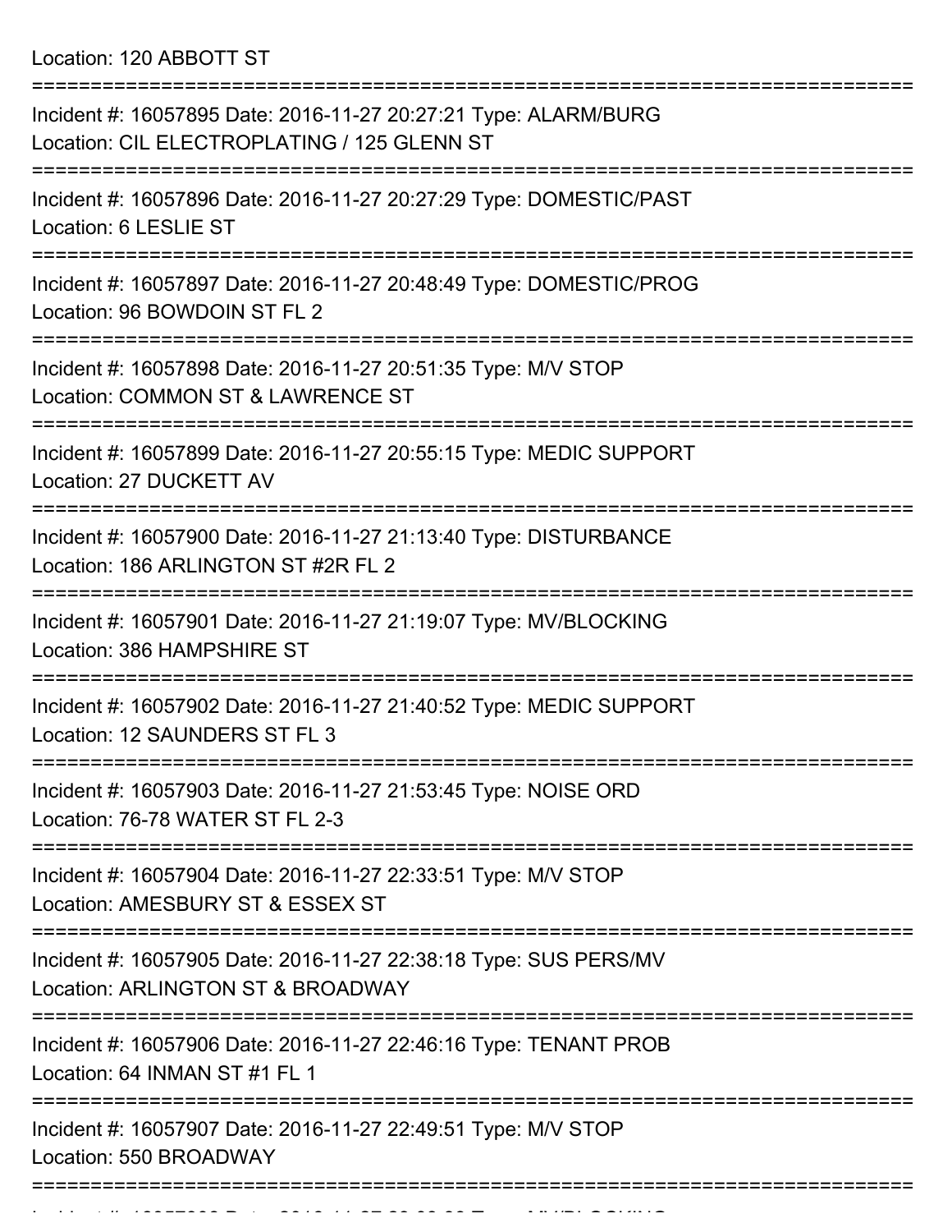Location: 120 ABBOTT ST

===========================================================================

Incident #: 16057895 Date: 2016-11-27 20:27:21 Type: ALARM/BURG
Location: CIL ELECTROPLATING / 125 GLENN ST

===========================================================================

Incident #: 16057896 Date: 2016-11-27 20:27:29 Type: DOMESTIC/PAST
Location: 6 LESLIE ST

===========================================================================

Incident #: 16057897 Date: 2016-11-27 20:48:49 Type: DOMESTIC/PROG
Location: 96 BOWDOIN ST FL 2

===========================================================================

Incident #: 16057898 Date: 2016-11-27 20:51:35 Type: M/V STOP
Location: COMMON ST & LAWRENCE ST

===========================================================================

Incident #: 16057899 Date: 2016-11-27 20:55:15 Type: MEDIC SUPPORT
Location: 27 DUCKETT AV

===========================================================================

Incident #: 16057900 Date: 2016-11-27 21:13:40 Type: DISTURBANCE
Location: 186 ARLINGTON ST #2R FL 2

===========================================================================

Incident #: 16057901 Date: 2016-11-27 21:19:07 Type: MV/BLOCKING
Location: 386 HAMPSHIRE ST

===========================================================================

Incident #: 16057902 Date: 2016-11-27 21:40:52 Type: MEDIC SUPPORT
Location: 12 SAUNDERS ST FL 3

===========================================================================

Incident #: 16057903 Date: 2016-11-27 21:53:45 Type: NOISE ORD
Location: 76-78 WATER ST FL 2-3

===========================================================================

Incident #: 16057904 Date: 2016-11-27 22:33:51 Type: M/V STOP
Location: AMESBURY ST & ESSEX ST

===========================================================================

Incident #: 16057905 Date: 2016-11-27 22:38:18 Type: SUS PERS/MV
Location: ARLINGTON ST & BROADWAY

===========================================================================

Incident #: 16057906 Date: 2016-11-27 22:46:16 Type: TENANT PROB
Location: 64 INMAN ST #1 FL 1

===========================================================================

Incident #: 16057907 Date: 2016-11-27 22:49:51 Type: M/V STOP
Location: 550 BROADWAY

===========================================================================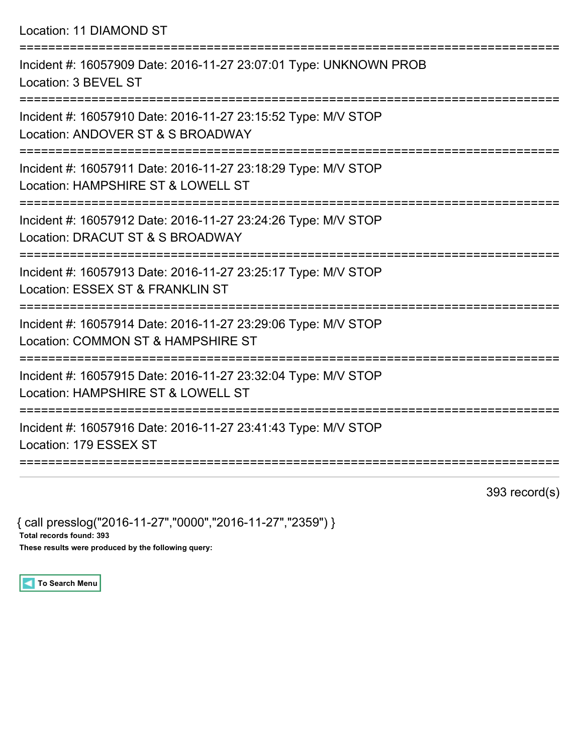Location: 11 DIAMOND ST

===========================================================================

Incident #: 16057909 Date: 2016-11-27 23:07:01 Type: UNKNOWN PROB
Location: 3 BEVEL ST

===========================================================================

Incident #: 16057910 Date: 2016-11-27 23:15:52 Type: M/V STOP
Location: ANDOVER ST & S BROADWAY

===========================================================================

Incident #: 16057911 Date: 2016-11-27 23:18:29 Type: M/V STOP
Location: HAMPSHIRE ST & LOWELL ST

===========================================================================

Incident #: 16057912 Date: 2016-11-27 23:24:26 Type: M/V STOP
Location: DRACUT ST & S BROADWAY

===========================================================================

Incident #: 16057913 Date: 2016-11-27 23:25:17 Type: M/V STOP
Location: ESSEX ST & FRANKLIN ST

===========================================================================

Incident #: 16057914 Date: 2016-11-27 23:29:06 Type: M/V STOP
Location: COMMON ST & HAMPSHIRE ST

===========================================================================

Incident #: 16057915 Date: 2016-11-27 23:32:04 Type: M/V STOP
Location: HAMPSHIRE ST & LOWELL ST

===========================================================================

Incident #: 16057916 Date: 2016-11-27 23:41:43 Type: M/V STOP
Location: 179 ESSEX ST

===========================================================================

393 record(s)

{ call presslog("2016-11-27","0000","2016-11-27","2359") }

**Total records found: 393**

**These results were produced by the following query:**

To Search Menu